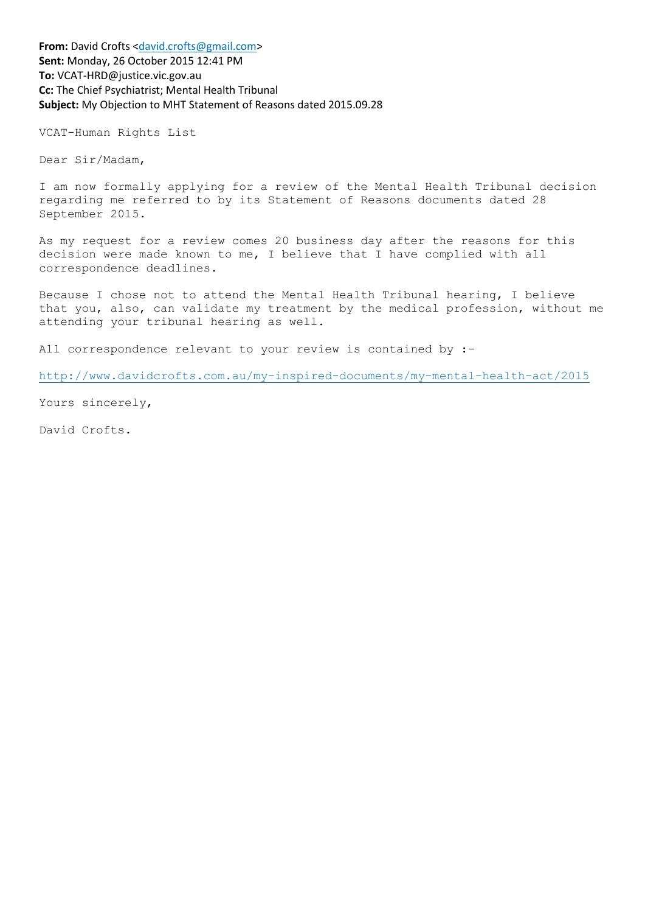**From:** David Crofts <david.crofts@gmail.com>
**Sent:** Monday, 26 October 2015 12:41 PM
**To:** VCAT-HRD@justice.vic.gov.au
**Cc:** The Chief Psychiatrist; Mental Health Tribunal
**Subject:** My Objection to MHT Statement of Reasons dated 2015.09.28

VCAT-Human Rights List

Dear Sir/Madam,

I am now formally applying for a review of the Mental Health Tribunal decision regarding me referred to by its Statement of Reasons documents dated 28 September 2015.

As my request for a review comes 20 business day after the reasons for this decision were made known to me, I believe that I have complied with all correspondence deadlines.

Because I chose not to attend the Mental Health Tribunal hearing, I believe that you, also, can validate my treatment by the medical profession, without me attending your tribunal hearing as well.

All correspondence relevant to your review is contained by :-

http://www.davidcrofts.com.au/my-inspired-documents/my-mental-health-act/2015

Yours sincerely,

David Crofts.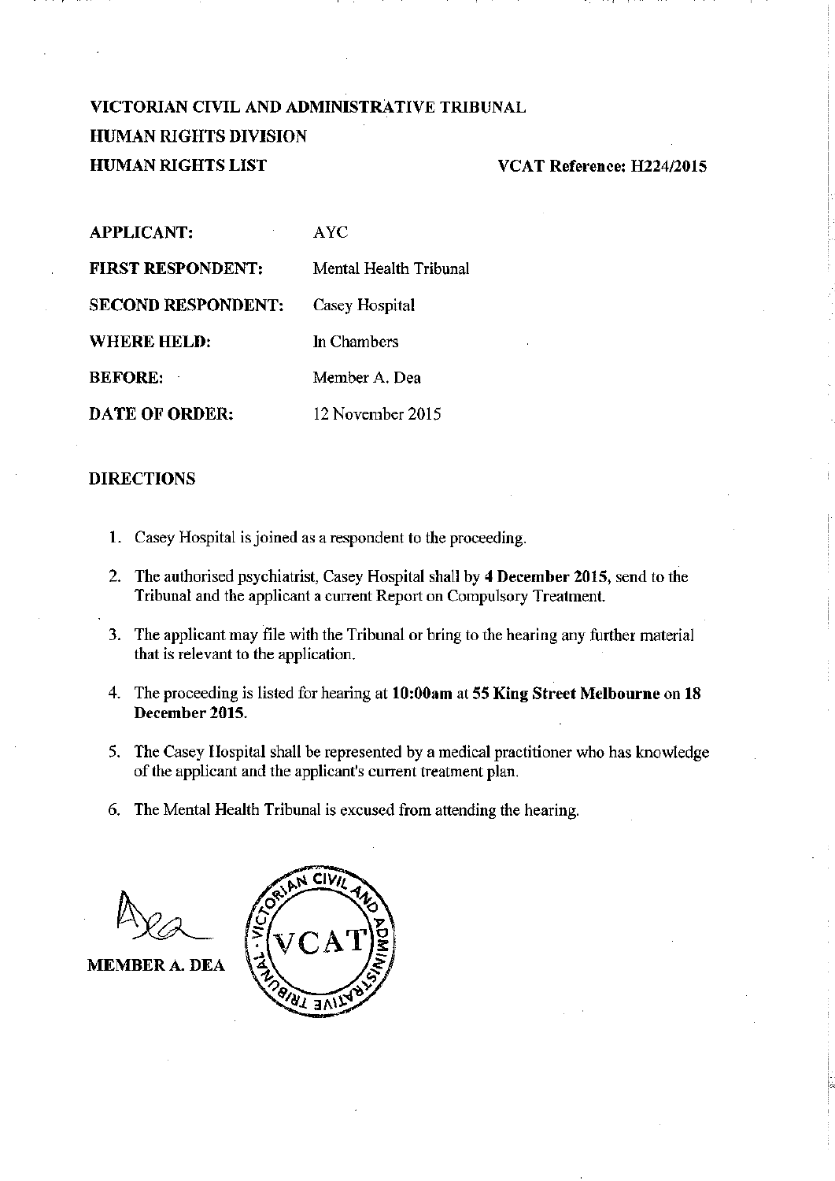**VICTORIAN CIVIL AND ADMINISTRATIVE TRIBUNAL**

**HUMAN RIGHTS DIVISION**

**HUMAN RIGHTS LIST** **VCAT Reference: H224/2015**

| | |
|---|---|
| **APPLICANT:** | AYC |
| **FIRST RESPONDENT:** | Mental Health Tribunal |
| **SECOND RESPONDENT:** | Casey Hospital |
| **WHERE HELD:** | In Chambers |
| **BEFORE:** | Member A. Dea |
| **DATE OF ORDER:** | 12 November 2015 |

**DIRECTIONS**

1. Casey Hospital is joined as a respondent to the proceeding.
2. The authorised psychiatrist, Casey Hospital shall by **4 December 2015**, send to the Tribunal and the applicant a current Report on Compulsory Treatment.
3. The applicant may file with the Tribunal or bring to the hearing any further material that is relevant to the application.
4. The proceeding is listed for hearing at **10:00am** at **55 King Street Melbourne** on **18 December 2015.**
5. The Casey Hospital shall be represented by a medical practitioner who has knowledge of the applicant and the applicant's current treatment plan.
6. The Mental Health Tribunal is excused from attending the hearing.

**MEMBER A. DEA**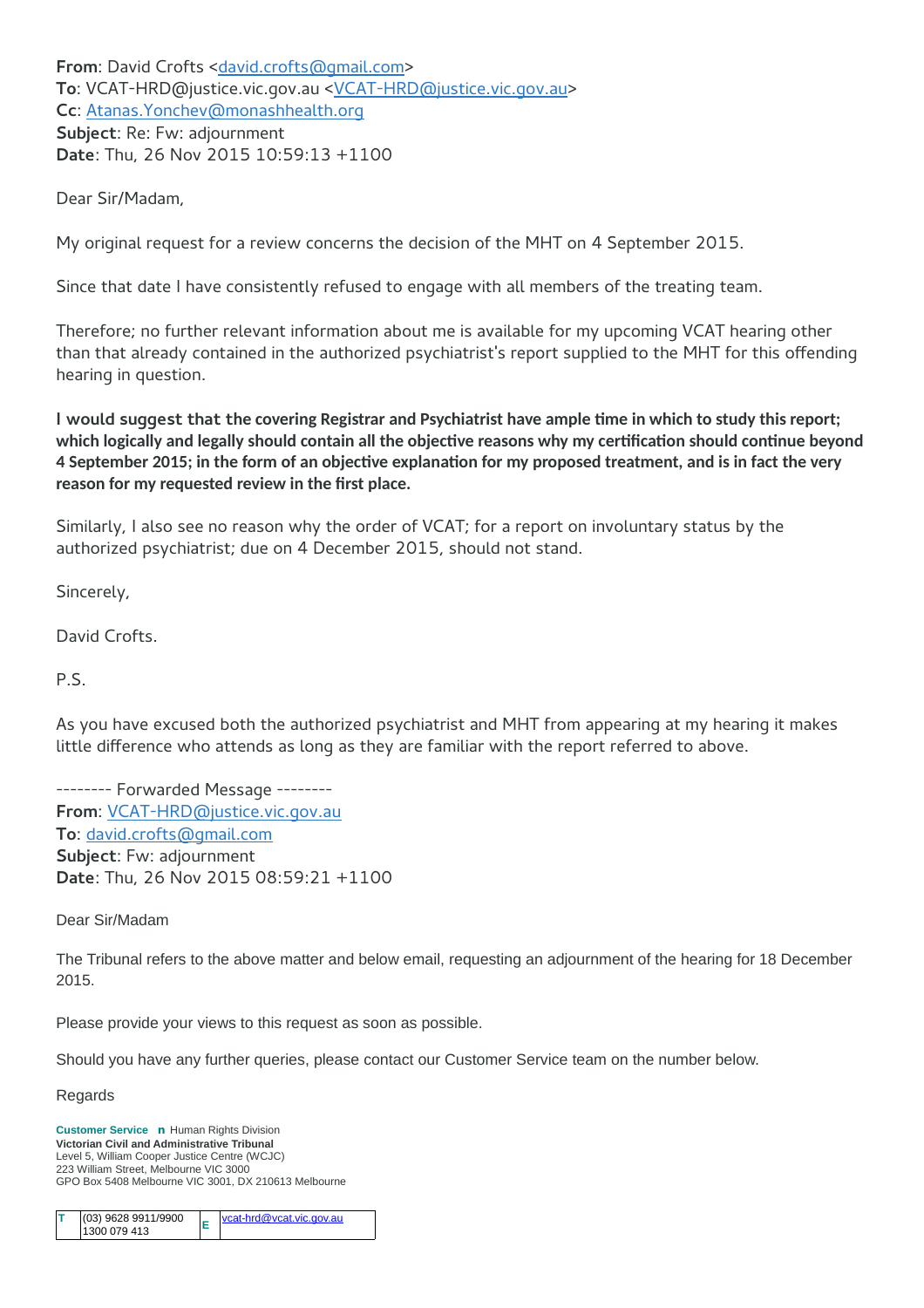**From**: David Crofts <david.crofts@gmail.com>
**To**: VCAT-HRD@justice.vic.gov.au <VCAT-HRD@justice.vic.gov.au>
**Cc**: Atanas.Yonchev@monashhealth.org
**Subject**: Re: Fw: adjournment
**Date**: Thu, 26 Nov 2015 10:59:13 +1100

Dear Sir/Madam,

My original request for a review concerns the decision of the MHT on 4 September 2015.

Since that date I have consistently refused to engage with all members of the treating team.

Therefore; no further relevant information about me is available for my upcoming VCAT hearing other than that already contained in the authorized psychiatrist's report supplied to the MHT for this offending hearing in question.

**I would suggest that the covering Registrar and Psychiatrist have ample time in which to study this report; which logically and legally should contain all the objective reasons why my certification should continue beyond 4 September 2015; in the form of an objective explanation for my proposed treatment, and is in fact the very reason for my requested review in the first place.**

Similarly, I also see no reason why the order of VCAT; for a report on involuntary status by the authorized psychiatrist; due on 4 December 2015, should not stand.

Sincerely,

David Crofts.

P.S.

As you have excused both the authorized psychiatrist and MHT from appearing at my hearing it makes little difference who attends as long as they are familiar with the report referred to above.

-------- Forwarded Message --------
**From**: VCAT-HRD@justice.vic.gov.au
**To**: david.crofts@gmail.com
**Subject**: Fw: adjournment
**Date**: Thu, 26 Nov 2015 08:59:21 +1100

Dear Sir/Madam

The Tribunal refers to the above matter and below email, requesting an adjournment of the hearing for 18 December 2015.

Please provide your views to this request as soon as possible.

Should you have any further queries, please contact our Customer Service team on the number below.

Regards

**Customer Service n** Human Rights Division
**Victorian Civil and Administrative Tribunal**
Level 5, William Cooper Justice Centre (WCJC)
223 William Street, Melbourne VIC 3000
GPO Box 5408 Melbourne VIC 3001, DX 210613 Melbourne

| T | (03) 9628 9911/9900 1300 079 413 | E | vcat-hrd@vcat.vic.gov.au |
|---|---|---|---|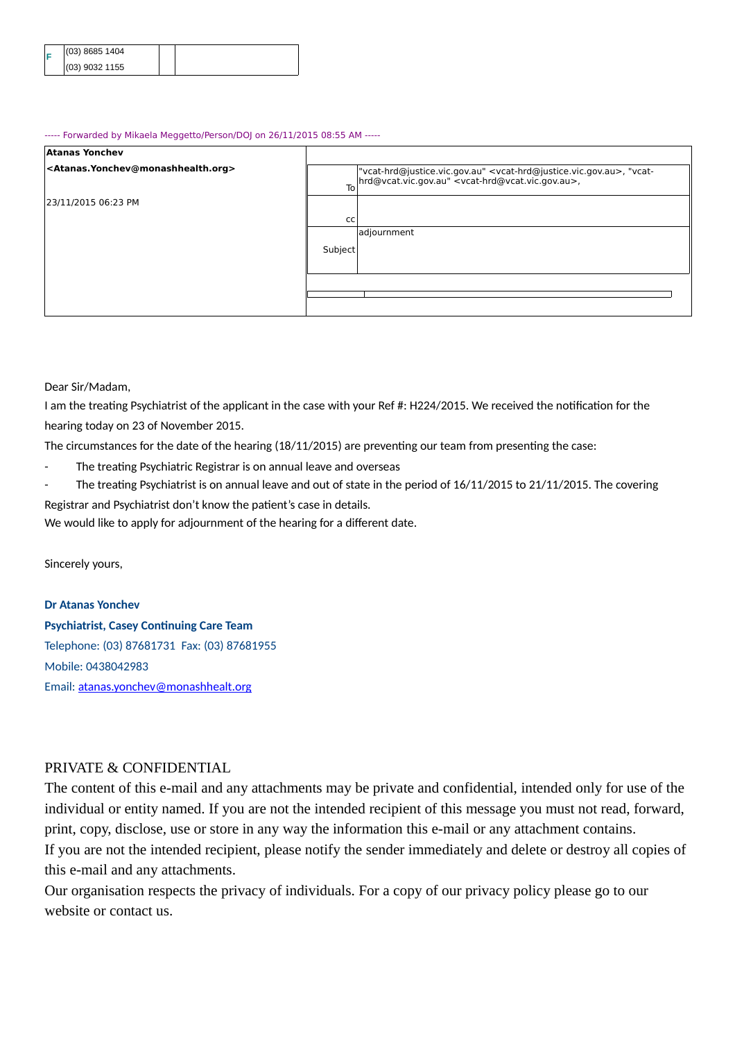| F | (03) 8685 1404 | | |
|---|---|---|---|
| | (03) 9032 1155 | | |

----- Forwarded by Mikaela Meggetto/Person/DOJ on 26/11/2015 08:55 AM -----

| **Atanas Yonchev** | | |
|---|---|---|
| **<Atanas.Yonchev@monashhealth.org>** | To | "vcat-hrd@justice.vic.gov.au" <vcat-hrd@justice.vic.gov.au>, "vcat-hrd@vcat.vic.gov.au" <vcat-hrd@vcat.vic.gov.au>, |
| 23/11/2015 06:23 PM | cc | |
| | Subject | adjournment |

Dear Sir/Madam,

I am the treating Psychiatrist of the applicant in the case with your Ref #: H224/2015. We received the notification for the hearing today on 23 of November 2015.

The circumstances for the date of the hearing (18/11/2015) are preventing our team from presenting the case:

- The treating Psychiatric Registrar is on annual leave and overseas
- The treating Psychiatrist is on annual leave and out of state in the period of 16/11/2015 to 21/11/2015. The covering Registrar and Psychiatrist don't know the patient's case in details.

We would like to apply for adjournment of the hearing for a different date.

Sincerely yours,

**Dr Atanas Yonchev**

**Psychiatrist, Casey Continuing Care Team**

Telephone: (03) 87681731 Fax: (03) 87681955

Mobile: 0438042983

Email: atanas.yonchev@monashhealt.org

PRIVATE & CONFIDENTIAL

The content of this e-mail and any attachments may be private and confidential, intended only for use of the individual or entity named. If you are not the intended recipient of this message you must not read, forward, print, copy, disclose, use or store in any way the information this e-mail or any attachment contains.

If you are not the intended recipient, please notify the sender immediately and delete or destroy all copies of this e-mail and any attachments.

Our organisation respects the privacy of individuals. For a copy of our privacy policy please go to our website or contact us.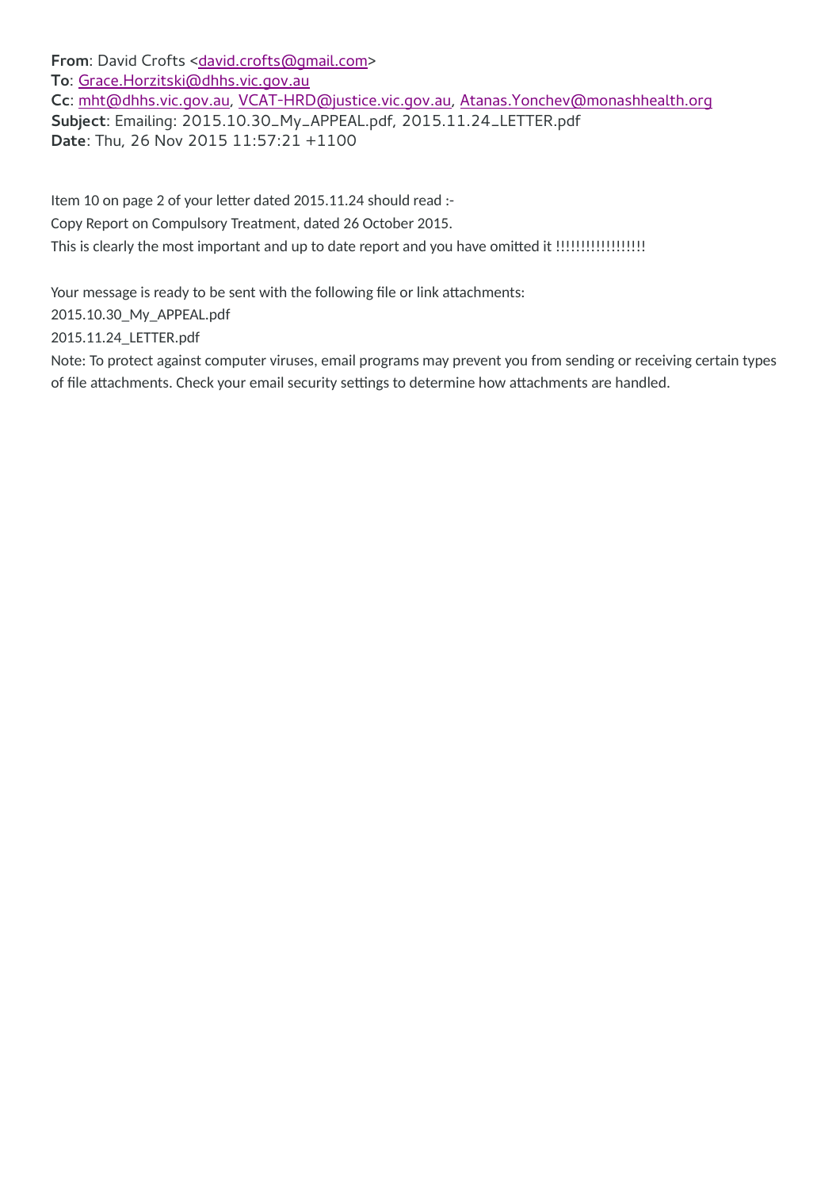**From**: David Crofts <david.crofts@gmail.com>
**To**: Grace.Horzitski@dhhs.vic.gov.au
**Cc**: mht@dhhs.vic.gov.au, VCAT-HRD@justice.vic.gov.au, Atanas.Yonchev@monashhealth.org
**Subject**: Emailing: 2015.10.30_My_APPEAL.pdf, 2015.11.24_LETTER.pdf
**Date**: Thu, 26 Nov 2015 11:57:21 +1100

Item 10 on page 2 of your letter dated 2015.11.24 should read :-

Copy Report on Compulsory Treatment, dated 26 October 2015.

This is clearly the most important and up to date report and you have omitted it !!!!!!!!!!!!!!!!!

Your message is ready to be sent with the following file or link attachments:

2015.10.30_My_APPEAL.pdf

2015.11.24_LETTER.pdf

Note: To protect against computer viruses, email programs may prevent you from sending or receiving certain types of file attachments. Check your email security settings to determine how attachments are handled.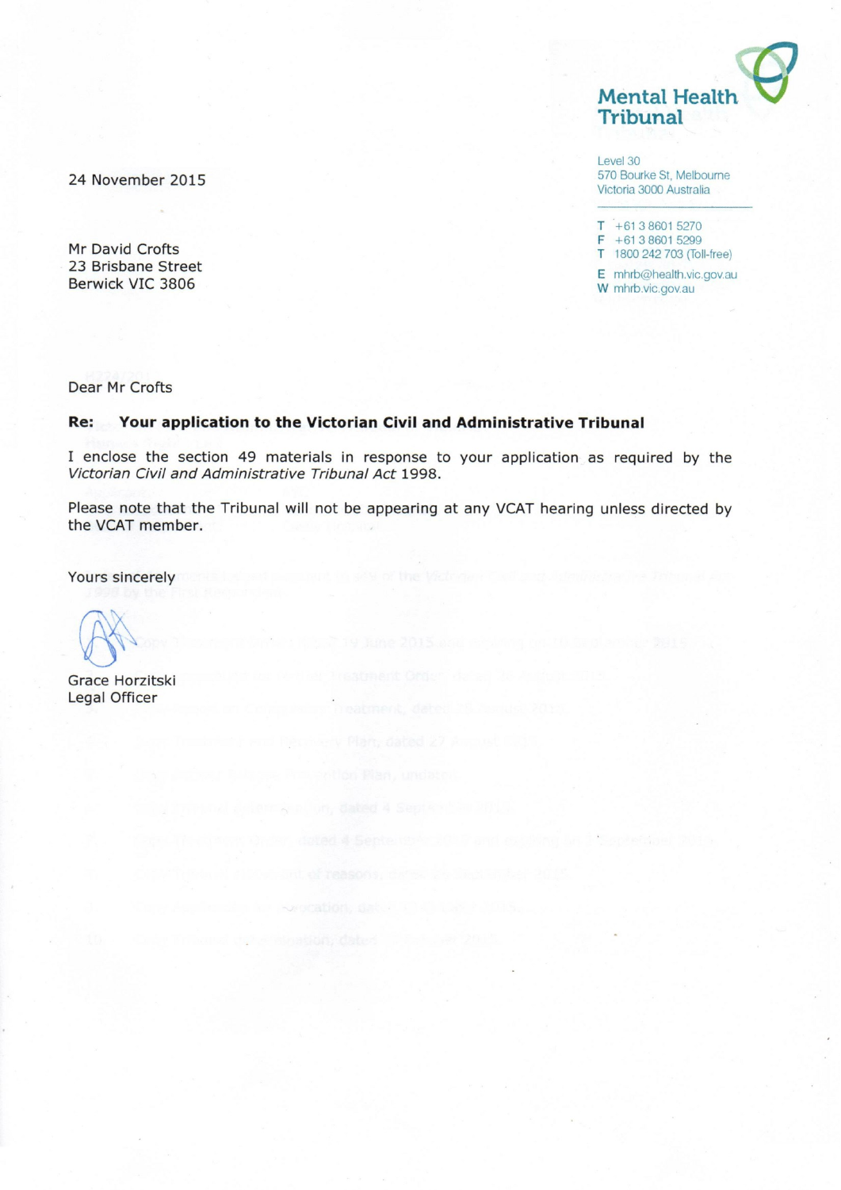**Mental Health Tribunal**

Level 30
570 Bourke St, Melbourne
Victoria 3000 Australia

T +61 3 8601 5270
F +61 3 8601 5299
T 1800 242 703 (Toll-free)

E mhrb@health.vic.gov.au
W mhrb.vic.gov.au

24 November 2015

Mr David Crofts
23 Brisbane Street
Berwick VIC 3806

Dear Mr Crofts

**Re: Your application to the Victorian Civil and Administrative Tribunal**

I enclose the section 49 materials in response to your application as required by the *Victorian Civil and Administrative Tribunal Act* 1998.

Please note that the Tribunal will not be appearing at any VCAT hearing unless directed by the VCAT member.

Yours sincerely

Grace Horzitski
Legal Officer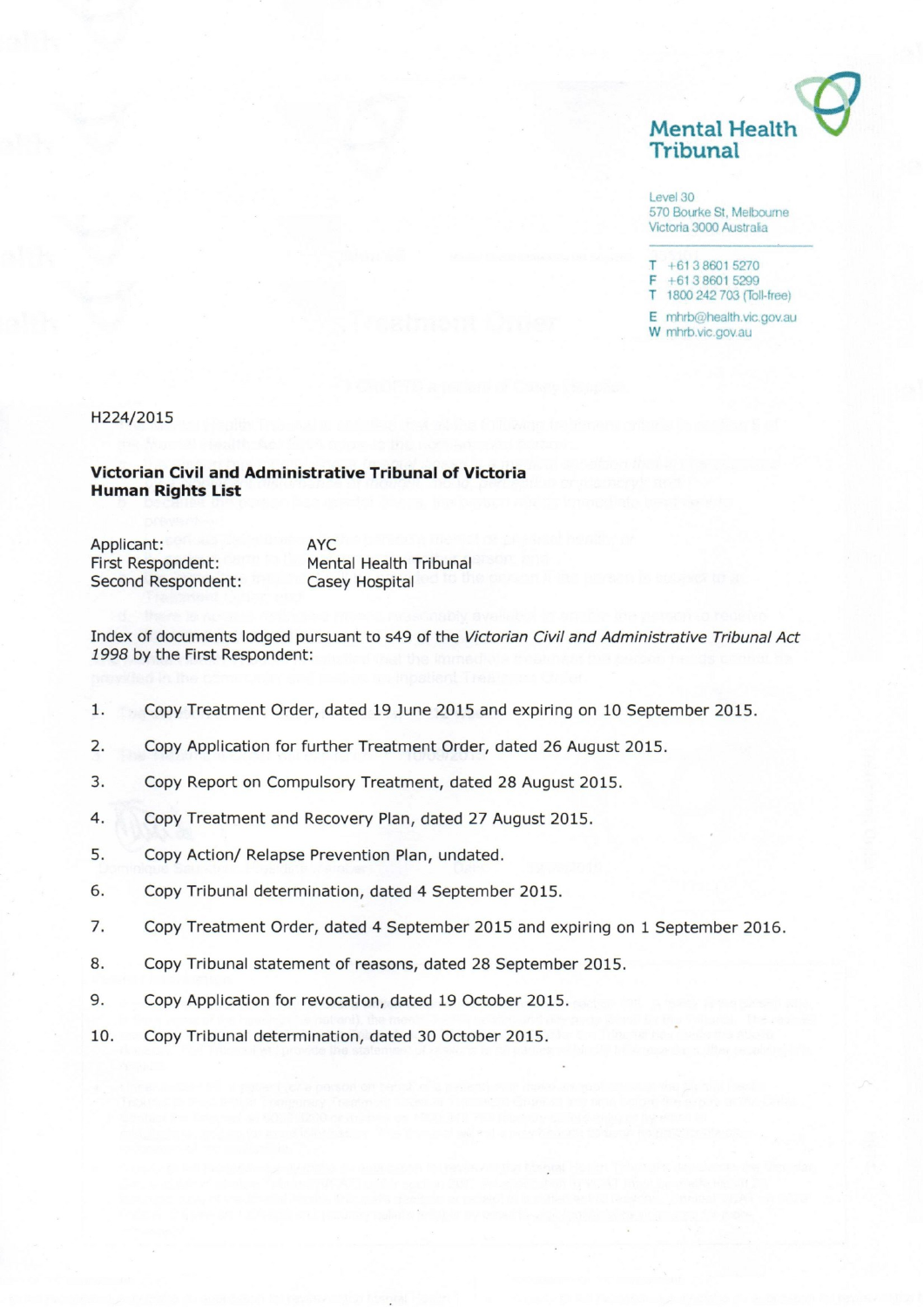**Mental Health Tribunal**

Level 30
570 Bourke St, Melbourne
Victoria 3000 Australia

T +61 3 8601 5270
F +61 3 8601 5299
T 1800 242 703 (Toll-free)
E mhrb@health.vic.gov.au
W mhrb.vic.gov.au

H224/2015

**Victorian Civil and Administrative Tribunal of Victoria**
**Human Rights List**

| | |
|---|---|
| Applicant: | AYC |
| First Respondent: | Mental Health Tribunal |
| Second Respondent: | Casey Hospital |

Index of documents lodged pursuant to s49 of the *Victorian Civil and Administrative Tribunal Act 1998* by the First Respondent:

1. Copy Treatment Order, dated 19 June 2015 and expiring on 10 September 2015.
2. Copy Application for further Treatment Order, dated 26 August 2015.
3. Copy Report on Compulsory Treatment, dated 28 August 2015.
4. Copy Treatment and Recovery Plan, dated 27 August 2015.
5. Copy Action/ Relapse Prevention Plan, undated.
6. Copy Tribunal determination, dated 4 September 2015.
7. Copy Treatment Order, dated 4 September 2015 and expiring on 1 September 2016.
8. Copy Tribunal statement of reasons, dated 28 September 2015.
9. Copy Application for revocation, dated 19 October 2015.
10. Copy Tribunal determination, dated 30 October 2015.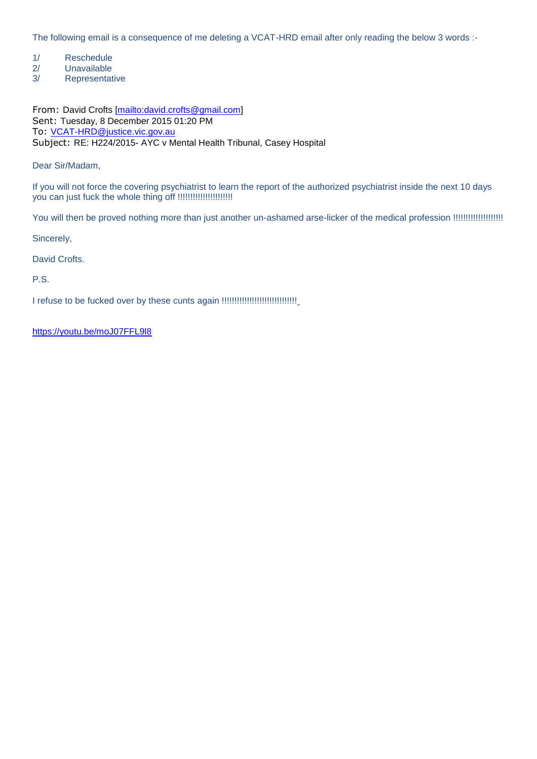The following email is a consequence of me deleting a VCAT-HRD email after only reading the below 3 words :-

1/ Reschedule
2/ Unavailable
3/ Representative

**From:** David Crofts [mailto:david.crofts@gmail.com]
**Sent:** Tuesday, 8 December 2015 01:20 PM
**To:** VCAT-HRD@justice.vic.gov.au
**Subject:** RE: H224/2015- AYC v Mental Health Tribunal, Casey Hospital

Dear Sir/Madam,

If you will not force the covering psychiatrist to learn the report of the authorized psychiatrist inside the next 10 days you can just fuck the whole thing off !!!!!!!!!!!!!!!!!!!!!

You will then be proved nothing more than just another un-ashamed arse-licker of the medical profession !!!!!!!!!!!!!!!!!!!

Sincerely,

David Crofts.

P.S.

I refuse to be fucked over by these cunts again !!!!!!!!!!!!!!!!!!!!!!!!!!!!!

https://youtu.be/moJ07FFL9l8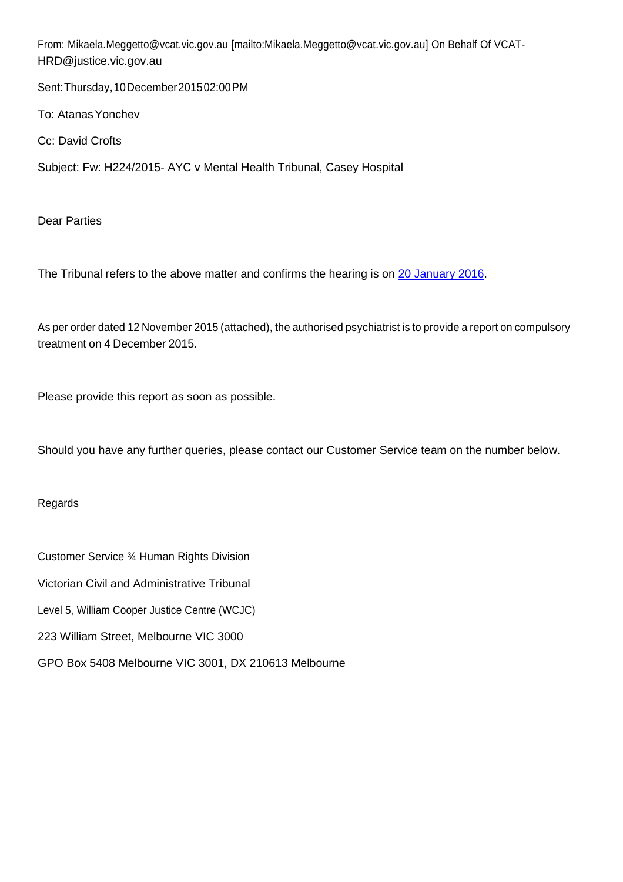From: Mikaela.Meggetto@vcat.vic.gov.au [mailto:Mikaela.Meggetto@vcat.vic.gov.au] On Behalf Of VCAT-HRD@justice.vic.gov.au

Sent: Thursday, 10 December 2015 02:00 PM

To: Atanas Yonchev

Cc: David Crofts

Subject: Fw: H224/2015- AYC v Mental Health Tribunal, Casey Hospital

Dear Parties

The Tribunal refers to the above matter and confirms the hearing is on 20 January 2016.

As per order dated 12 November 2015 (attached), the authorised psychiatrist is to provide a report on compulsory treatment on 4 December 2015.

Please provide this report as soon as possible.

Should you have any further queries, please contact our Customer Service team on the number below.

Regards

Customer Service ¾ Human Rights Division

Victorian Civil and Administrative Tribunal

Level 5, William Cooper Justice Centre (WCJC)

223 William Street, Melbourne VIC 3000

GPO Box 5408 Melbourne VIC 3001, DX 210613 Melbourne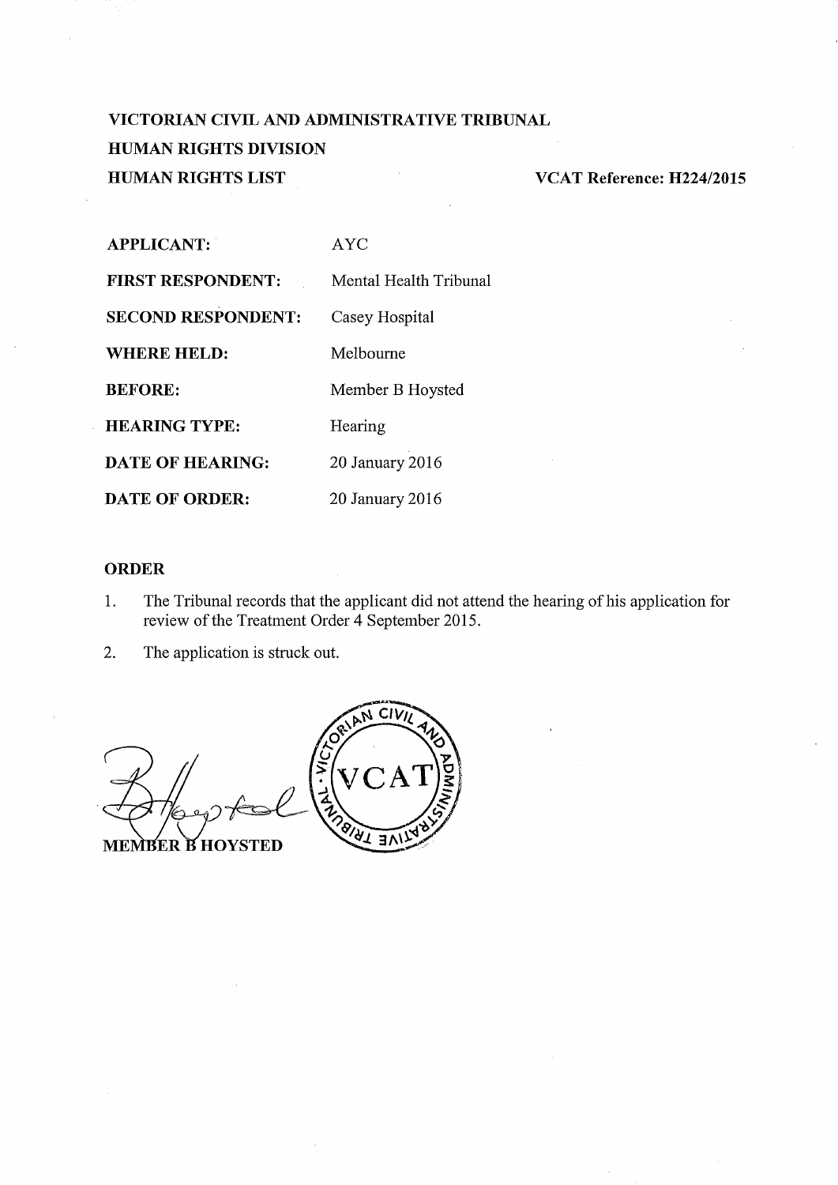**VICTORIAN CIVIL AND ADMINISTRATIVE TRIBUNAL**

**HUMAN RIGHTS DIVISION**

**HUMAN RIGHTS LIST** **VCAT Reference: H224/2015**

| | |
|---|---|
| **APPLICANT:** | AYC |
| **FIRST RESPONDENT:** | Mental Health Tribunal |
| **SECOND RESPONDENT:** | Casey Hospital |
| **WHERE HELD:** | Melbourne |
| **BEFORE:** | Member B Hoysted |
| **HEARING TYPE:** | Hearing |
| **DATE OF HEARING:** | 20 January 2016 |
| **DATE OF ORDER:** | 20 January 2016 |

**ORDER**

1. The Tribunal records that the applicant did not attend the hearing of his application for review of the Treatment Order 4 September 2015.
2. The application is struck out.

**MEMBER B HOYSTED**